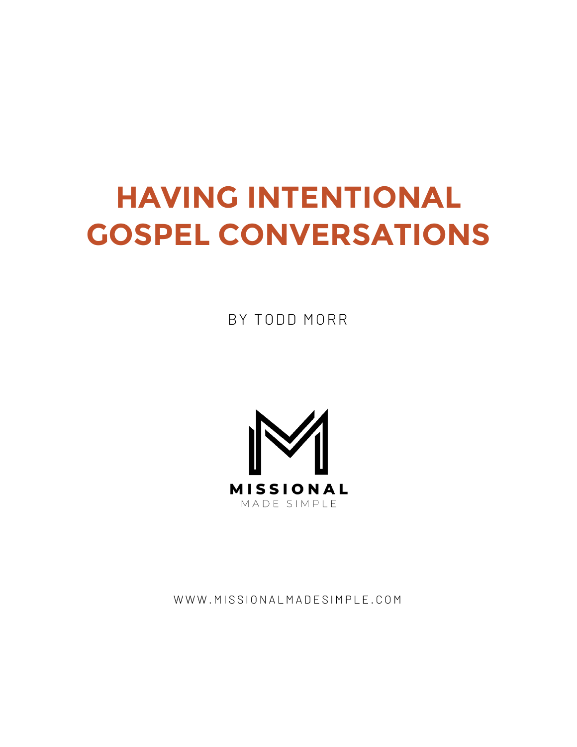# HAVING INTENTIONAL GOSPEL CONVERSATIONS

BY TODD MORR

MISSIONAL

MADE SIMPLE

WWW.MISSIONALMADESIMPLE.COM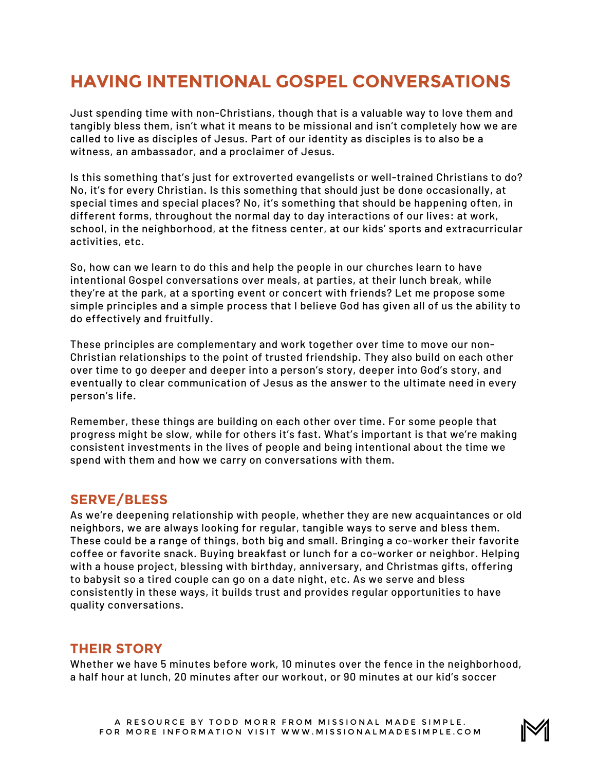# HAVING INTENTIONAL GOSPEL CONVERSATIONS

Just spending time with non-Christians, though that is a valuable way to love them and tangibly bless them, isn't what it means to be missional and isn't completely how we are called to live as disciples of Jesus. Part of our identity as disciples is to also be a witness, an ambassador, and a proclaimer of Jesus.

Is this something that's just for extroverted evangelists or well-trained Christians to do? No, it's for every Christian. Is this something that should just be done occasionally, at special times and special places? No, it's something that should be happening often, in different forms, throughout the normal day to day interactions of our lives: at work, school, in the neighborhood, at the fitness center, at our kids' sports and extracurricular activities, etc.

So, how can we learn to do this and help the people in our churches learn to have intentional Gospel conversations over meals, at parties, at their lunch break, while they're at the park, at a sporting event or concert with friends? Let me propose some simple principles and a simple process that I believe God has given all of us the ability to do effectively and fruitfully.

These principles are complementary and work together over time to move our non-Christian relationships to the point of trusted friendship. They also build on each other over time to go deeper and deeper into a person's story, deeper into God's story, and eventually to clear communication of Jesus as the answer to the ultimate need in every person's life.

Remember, these things are building on each other over time. For some people that progress might be slow, while for others it's fast. What's important is that we're making consistent investments in the lives of people and being intentional about the time we spend with them and how we carry on conversations with them.

## SERVE/BLESS

As we're deepening relationship with people, whether they are new acquaintances or old neighbors, we are always looking for regular, tangible ways to serve and bless them. These could be a range of things, both big and small. Bringing a co-worker their favorite coffee or favorite snack. Buying breakfast or lunch for a co-worker or neighbor. Helping with a house project, blessing with birthday, anniversary, and Christmas gifts, offering to babysit so a tired couple can go on a date night, etc. As we serve and bless consistently in these ways, it builds trust and provides regular opportunities to have quality conversations.

## THEIR STORY

Whether we have 5 minutes before work, 10 minutes over the fence in the neighborhood, a half hour at lunch, 20 minutes after our workout, or 90 minutes at our kid's soccer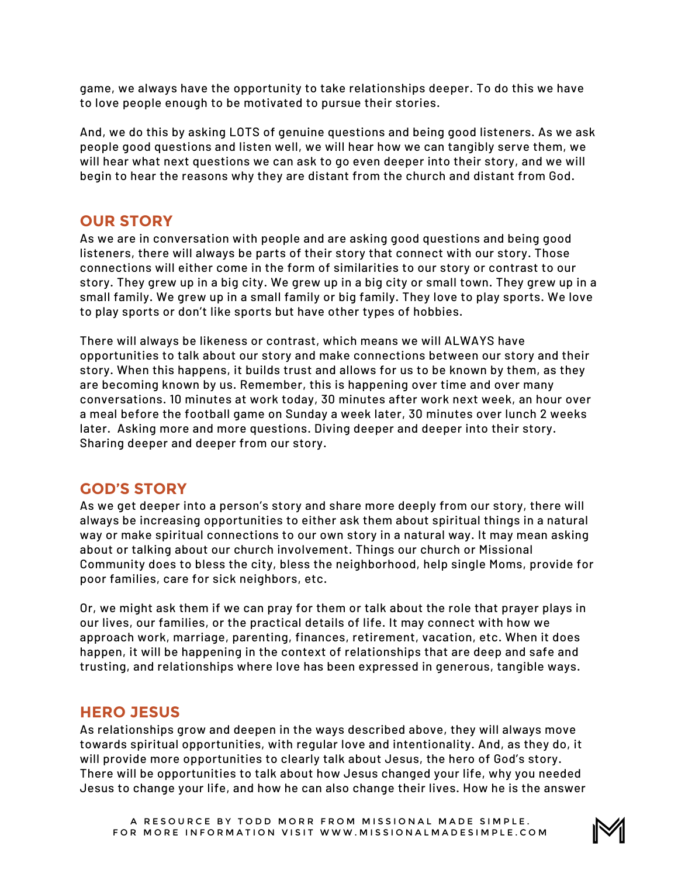game, we always have the opportunity to take relationships deeper. To do this we have to love people enough to be motivated to pursue their stories.

And, we do this by asking LOTS of genuine questions and being good listeners. As we ask people good questions and listen well, we will hear how we can tangibly serve them, we will hear what next questions we can ask to go even deeper into their story, and we will begin to hear the reasons why they are distant from the church and distant from God.

## OUR STORY

As we are in conversation with people and are asking good questions and being good listeners, there will always be parts of their story that connect with our story. Those connections will either come in the form of similarities to our story or contrast to our story. They grew up in a big city. We grew up in a big city or small town. They grew up in a small family. We grew up in a small family or big family. They love to play sports. We love to play sports or don't like sports but have other types of hobbies.

There will always be likeness or contrast, which means we will ALWAYS have opportunities to talk about our story and make connections between our story and their story. When this happens, it builds trust and allows for us to be known by them, as they are becoming known by us. Remember, this is happening over time and over many conversations. 10 minutes at work today, 30 minutes after work next week, an hour over a meal before the football game on Sunday a week later, 30 minutes over lunch 2 weeks later. Asking more and more questions. Diving deeper and deeper into their story. Sharing deeper and deeper from our story.

## GOD'S STORY

As we get deeper into a person's story and share more deeply from our story, there will always be increasing opportunities to either ask them about spiritual things in a natural way or make spiritual connections to our own story in a natural way. It may mean asking about or talking about our church involvement. Things our church or Missional Community does to bless the city, bless the neighborhood, help single Moms, provide for poor families, care for sick neighbors, etc.

Or, we might ask them if we can pray for them or talk about the role that prayer plays in our lives, our families, or the practical details of life. It may connect with how we approach work, marriage, parenting, finances, retirement, vacation, etc. When it does happen, it will be happening in the context of relationships that are deep and safe and trusting, and relationships where love has been expressed in generous, tangible ways.

## HERO JESUS

As relationships grow and deepen in the ways described above, they will always move towards spiritual opportunities, with regular love and intentionality. And, as they do, it will provide more opportunities to clearly talk about Jesus, the hero of God's story. There will be opportunities to talk about how Jesus changed your life, why you needed Jesus to change your life, and how he can also change their lives. How he is the answer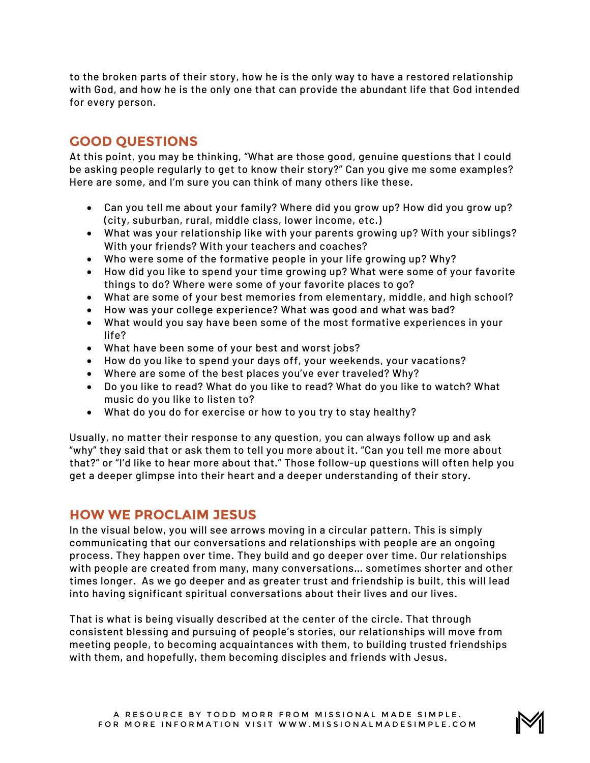to the broken parts of their story, how he is the only way to have a restored relationship with God, and how he is the only one that can provide the abundant life that God intended for every person.

## GOOD QUESTIONS

At this point, you may be thinking, "What are those good, genuine questions that I could be asking people regularly to get to know their story?" Can you give me some examples? Here are some, and I'm sure you can think of many others like these.

- Can you tell me about your family? Where did you grow up? How did you grow up? (city, suburban, rural, middle class, lower income, etc.)
- What was your relationship like with your parents growing up? With your siblings? With your friends? With your teachers and coaches?
- Who were some of the formative people in your life growing up? Why?
- How did you like to spend your time growing up? What were some of your favorite things to do? Where were some of your favorite places to go?
- What are some of your best memories from elementary, middle, and high school?
- How was your college experience? What was good and what was bad?
- What would you say have been some of the most formative experiences in your life?
- What have been some of your best and worst jobs?
- How do you like to spend your days off, your weekends, your vacations?
- Where are some of the best places you've ever traveled? Why?
- Do you like to read? What do you like to read? What do you like to watch? What music do you like to listen to?
- What do you do for exercise or how to you try to stay healthy?

Usually, no matter their response to any question, you can always follow up and ask "why" they said that or ask them to tell you more about it. "Can you tell me more about that?" or "I'd like to hear more about that." Those follow-up questions will often help you get a deeper glimpse into their heart and a deeper understanding of their story.

## HOW WE PROCLAIM JESUS

In the visual below, you will see arrows moving in a circular pattern. This is simply communicating that our conversations and relationships with people are an ongoing process. They happen over time. They build and go deeper over time. Our relationships with people are created from many, many conversations… sometimes shorter and other times longer. As we go deeper and as greater trust and friendship is built, this will lead into having significant spiritual conversations about their lives and our lives.

That is what is being visually described at the center of the circle. That through consistent blessing and pursuing of people's stories, our relationships will move from meeting people, to becoming acquaintances with them, to building trusted friendships with them, and hopefully, them becoming disciples and friends with Jesus.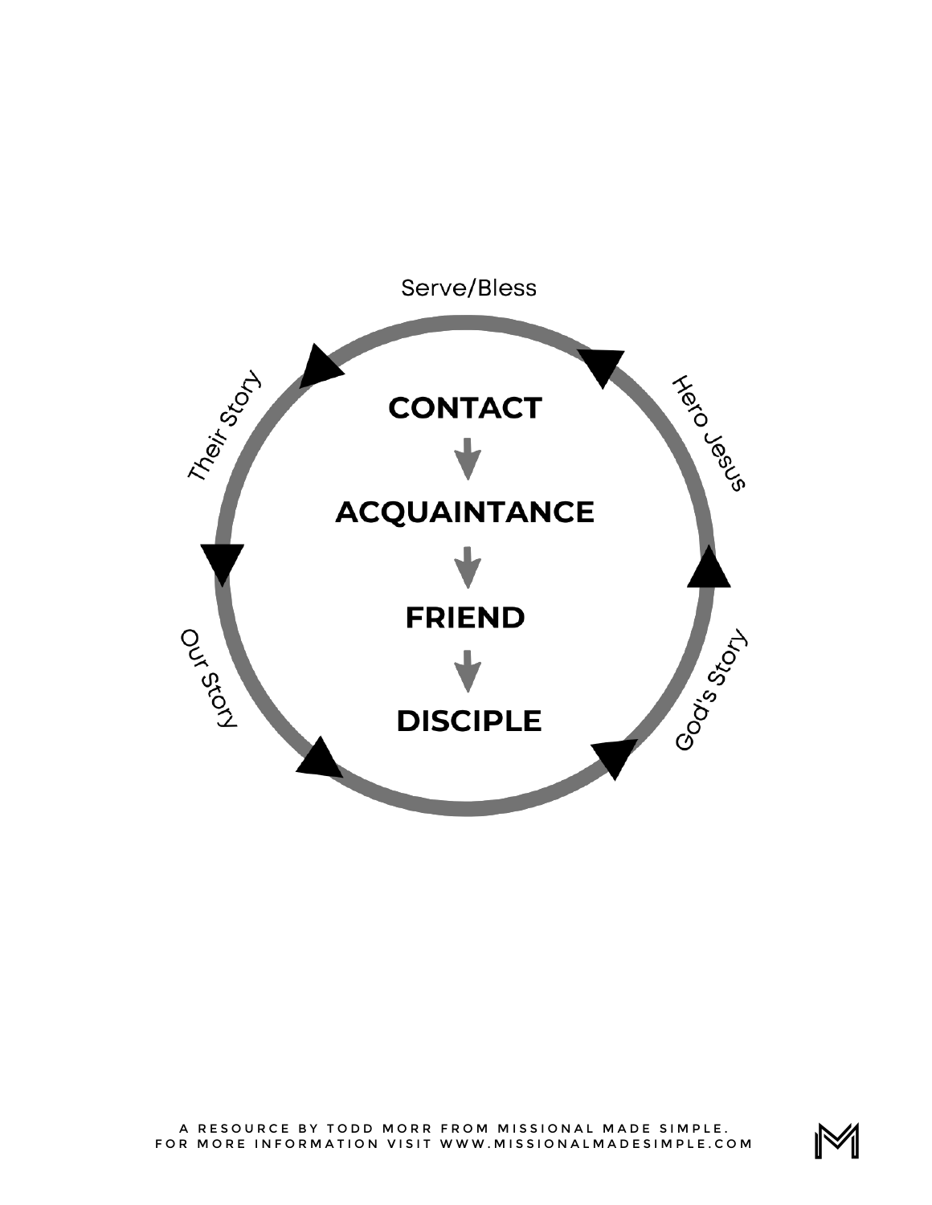Serve/Bless

Hero Jesus

God's Story

Our Story

Their Story

CONTACT

ACQUAINTANCE

FRIEND

DISCIPLE

A RESOURCE BY TODD MORR FROM MISSIONAL MADE SIMPLE.
FOR MORE INFORMATION VISIT WWW.MISSIONALMADESIMPLE.COM